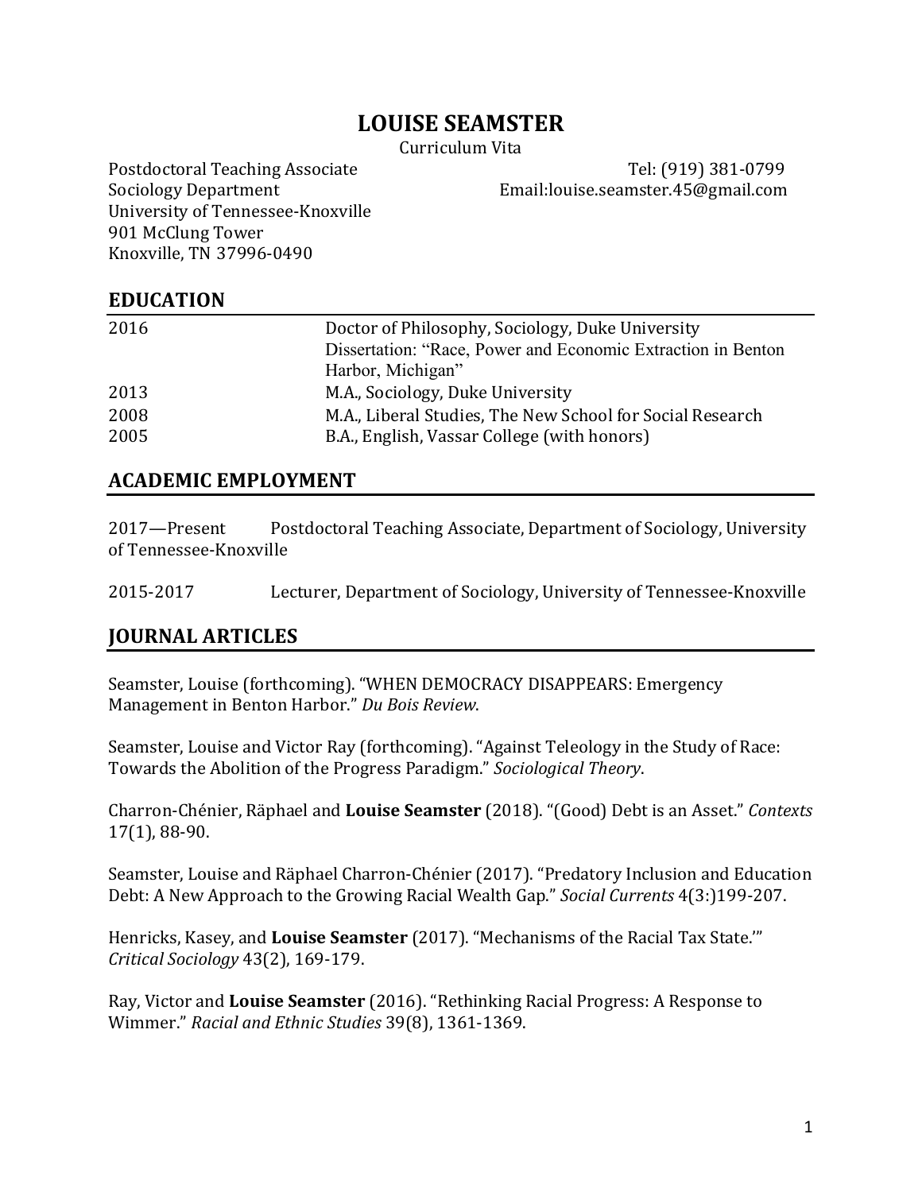# LOUISE SEAMSTER

Curriculum Vita

Postdoctoral Teaching Associate
Sociology Department
University of Tennessee-Knoxville
901 McClung Tower
Knoxville, TN 37996-0490

Tel: (919) 381-0799
Email:louise.seamster.45@gmail.com

## EDUCATION

| | |
|---|---|
| 2016 | Doctor of Philosophy, Sociology, Duke University<br>Dissertation: "Race, Power and Economic Extraction in Benton Harbor, Michigan" |
| 2013 | M.A., Sociology, Duke University |
| 2008 | M.A., Liberal Studies, The New School for Social Research |
| 2005 | B.A., English, Vassar College (with honors) |

## ACADEMIC EMPLOYMENT

2017—Present Postdoctoral Teaching Associate, Department of Sociology, University of Tennessee-Knoxville

2015-2017 Lecturer, Department of Sociology, University of Tennessee-Knoxville

## JOURNAL ARTICLES

Seamster, Louise (forthcoming). "WHEN DEMOCRACY DISAPPEARS: Emergency Management in Benton Harbor." *Du Bois Review*.

Seamster, Louise and Victor Ray (forthcoming). "Against Teleology in the Study of Race: Towards the Abolition of the Progress Paradigm." *Sociological Theory*.

Charron-Chénier, Räphael and **Louise Seamster** (2018). "(Good) Debt is an Asset." *Contexts* 17(1), 88-90.

Seamster, Louise and Räphael Charron-Chénier (2017). "Predatory Inclusion and Education Debt: A New Approach to the Growing Racial Wealth Gap." *Social Currents* 4(3:)199-207.

Henricks, Kasey, and **Louise Seamster** (2017). "Mechanisms of the Racial Tax State.'" *Critical Sociology* 43(2), 169-179.

Ray, Victor and **Louise Seamster** (2016). "Rethinking Racial Progress: A Response to Wimmer." *Racial and Ethnic Studies* 39(8), 1361-1369.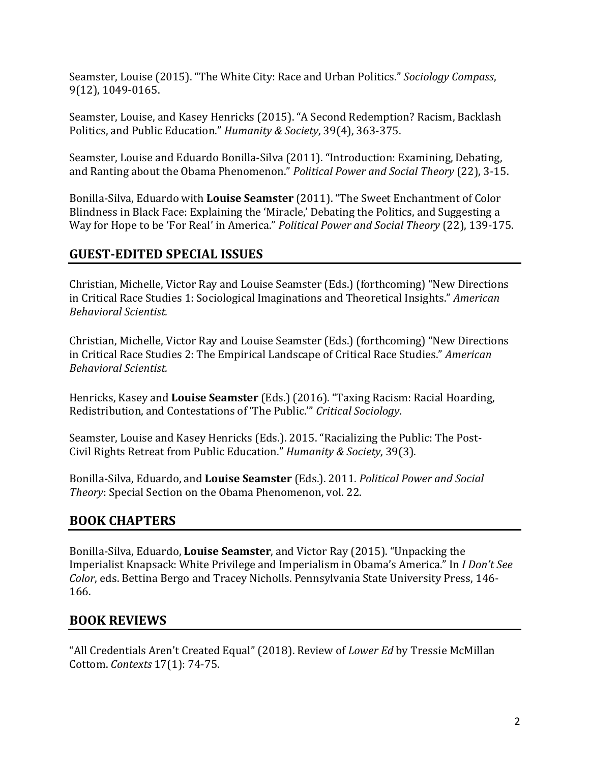Seamster, Louise (2015). “The White City: Race and Urban Politics.” *Sociology Compass*, 9(12), 1049-0165.

Seamster, Louise, and Kasey Henricks (2015). “A Second Redemption? Racism, Backlash Politics, and Public Education.” *Humanity & Society*, 39(4), 363-375.

Seamster, Louise and Eduardo Bonilla-Silva (2011). “Introduction: Examining, Debating, and Ranting about the Obama Phenomenon.” *Political Power and Social Theory* (22), 3-15.

Bonilla-Silva, Eduardo with **Louise Seamster** (2011). “The Sweet Enchantment of Color Blindness in Black Face: Explaining the ‘Miracle,’ Debating the Politics, and Suggesting a Way for Hope to be ‘For Real’ in America.” *Political Power and Social Theory* (22), 139-175.

## GUEST-EDITED SPECIAL ISSUES

Christian, Michelle, Victor Ray and Louise Seamster (Eds.) (forthcoming) “New Directions in Critical Race Studies 1: Sociological Imaginations and Theoretical Insights.” *American Behavioral Scientist.*

Christian, Michelle, Victor Ray and Louise Seamster (Eds.) (forthcoming) “New Directions in Critical Race Studies 2: The Empirical Landscape of Critical Race Studies.” *American Behavioral Scientist.*

Henricks, Kasey and **Louise Seamster** (Eds.) (2016). “Taxing Racism: Racial Hoarding, Redistribution, and Contestations of ‘The Public.’” *Critical Sociology*.

Seamster, Louise and Kasey Henricks (Eds.). 2015. “Racializing the Public: The Post-Civil Rights Retreat from Public Education.” *Humanity & Society*, 39(3).

Bonilla-Silva, Eduardo, and **Louise Seamster** (Eds.). 2011. *Political Power and Social Theory*: Special Section on the Obama Phenomenon, vol. 22.

## BOOK CHAPTERS

Bonilla-Silva, Eduardo, **Louise Seamster**, and Victor Ray (2015). “Unpacking the Imperialist Knapsack: White Privilege and Imperialism in Obama’s America.” In *I Don’t See Color*, eds. Bettina Bergo and Tracey Nicholls. Pennsylvania State University Press, 146-166.

## BOOK REVIEWS

“All Credentials Aren’t Created Equal” (2018). Review of *Lower Ed* by Tressie McMillan Cottom. *Contexts* 17(1): 74-75.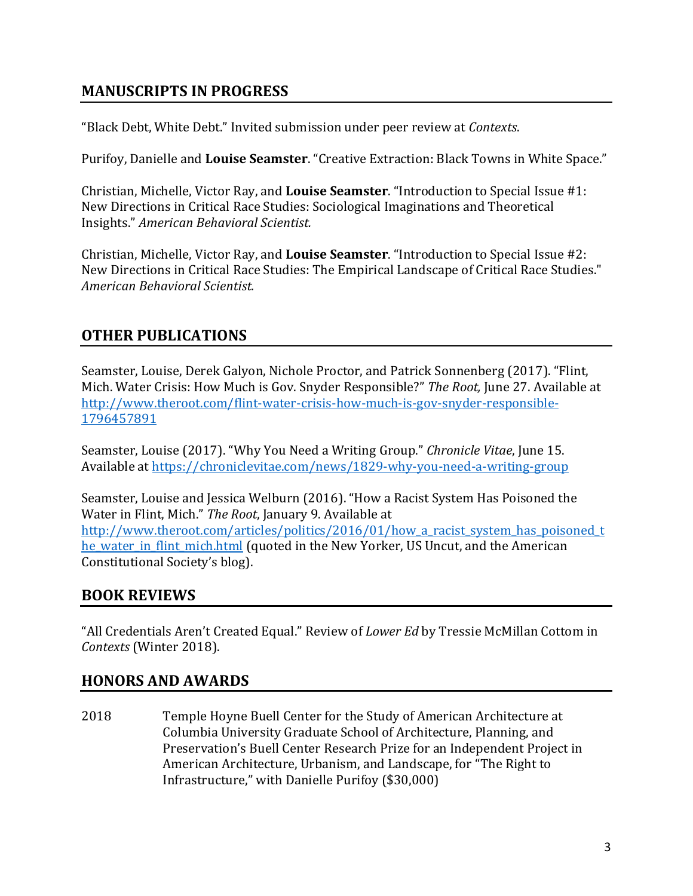## MANUSCRIPTS IN PROGRESS

"Black Debt, White Debt." Invited submission under peer review at *Contexts*.

Purifoy, Danielle and **Louise Seamster**. "Creative Extraction: Black Towns in White Space."

Christian, Michelle, Victor Ray, and **Louise Seamster**. "Introduction to Special Issue #1: New Directions in Critical Race Studies: Sociological Imaginations and Theoretical Insights." *American Behavioral Scientist.*

Christian, Michelle, Victor Ray, and **Louise Seamster**. "Introduction to Special Issue #2: New Directions in Critical Race Studies: The Empirical Landscape of Critical Race Studies." *American Behavioral Scientist.*

## OTHER PUBLICATIONS

Seamster, Louise, Derek Galyon, Nichole Proctor, and Patrick Sonnenberg (2017). "Flint, Mich. Water Crisis: How Much is Gov. Snyder Responsible?" *The Root,* June 27. Available at http://www.theroot.com/flint-water-crisis-how-much-is-gov-snyder-responsible-1796457891

Seamster, Louise (2017). "Why You Need a Writing Group." *Chronicle Vitae*, June 15. Available at https://chroniclevitae.com/news/1829-why-you-need-a-writing-group

Seamster, Louise and Jessica Welburn (2016). "How a Racist System Has Poisoned the Water in Flint, Mich." *The Root*, January 9. Available at http://www.theroot.com/articles/politics/2016/01/how_a_racist_system_has_poisoned_the_water_in_flint_mich.html (quoted in the New Yorker, US Uncut, and the American Constitutional Society's blog).

## BOOK REVIEWS

"All Credentials Aren't Created Equal." Review of *Lower Ed* by Tressie McMillan Cottom in *Contexts* (Winter 2018).

## HONORS AND AWARDS

2018 Temple Hoyne Buell Center for the Study of American Architecture at Columbia University Graduate School of Architecture, Planning, and Preservation's Buell Center Research Prize for an Independent Project in American Architecture, Urbanism, and Landscape, for "The Right to Infrastructure," with Danielle Purifoy ($30,000)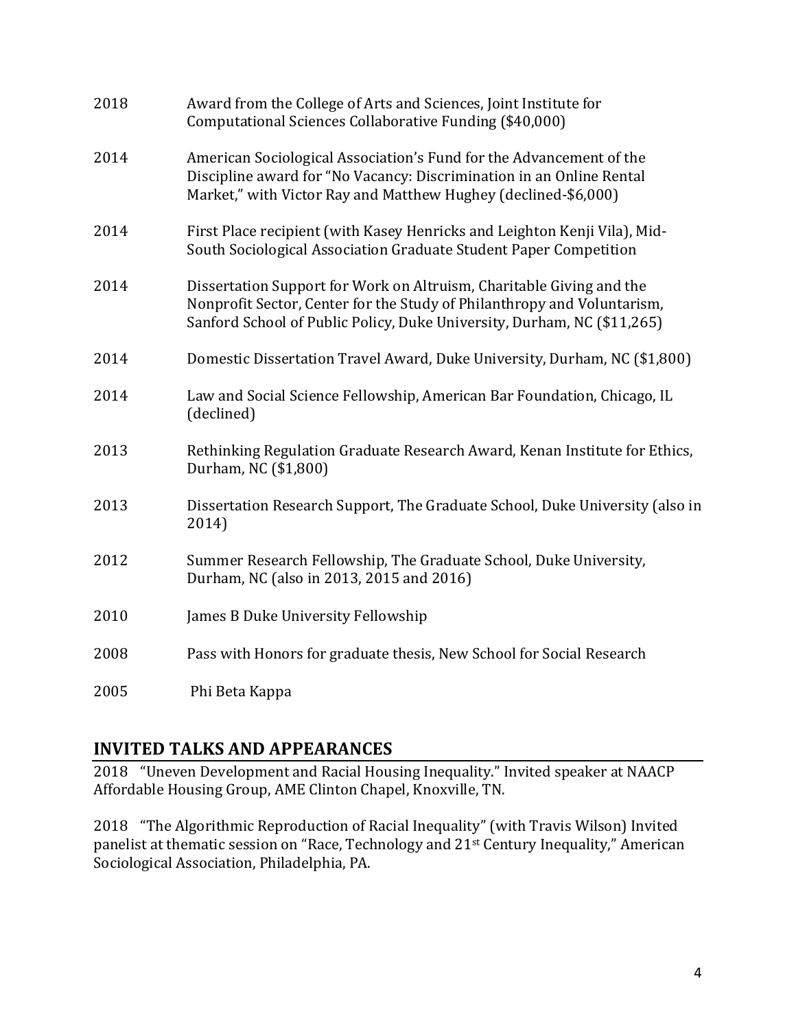2018 Award from the College of Arts and Sciences, Joint Institute for Computational Sciences Collaborative Funding ($40,000)

2014 American Sociological Association's Fund for the Advancement of the Discipline award for "No Vacancy: Discrimination in an Online Rental Market," with Victor Ray and Matthew Hughey (declined-$6,000)

2014 First Place recipient (with Kasey Henricks and Leighton Kenji Vila), Mid-South Sociological Association Graduate Student Paper Competition

2014 Dissertation Support for Work on Altruism, Charitable Giving and the Nonprofit Sector, Center for the Study of Philanthropy and Voluntarism, Sanford School of Public Policy, Duke University, Durham, NC ($11,265)

2014 Domestic Dissertation Travel Award, Duke University, Durham, NC ($1,800)

2014 Law and Social Science Fellowship, American Bar Foundation, Chicago, IL (declined)

2013 Rethinking Regulation Graduate Research Award, Kenan Institute for Ethics, Durham, NC ($1,800)

2013 Dissertation Research Support, The Graduate School, Duke University (also in 2014)

2012 Summer Research Fellowship, The Graduate School, Duke University, Durham, NC (also in 2013, 2015 and 2016)

2010 James B Duke University Fellowship

2008 Pass with Honors for graduate thesis, New School for Social Research

2005 Phi Beta Kappa

## INVITED TALKS AND APPEARANCES

2018 "Uneven Development and Racial Housing Inequality." Invited speaker at NAACP Affordable Housing Group, AME Clinton Chapel, Knoxville, TN.

2018 "The Algorithmic Reproduction of Racial Inequality" (with Travis Wilson) Invited panelist at thematic session on "Race, Technology and 21st Century Inequality," American Sociological Association, Philadelphia, PA.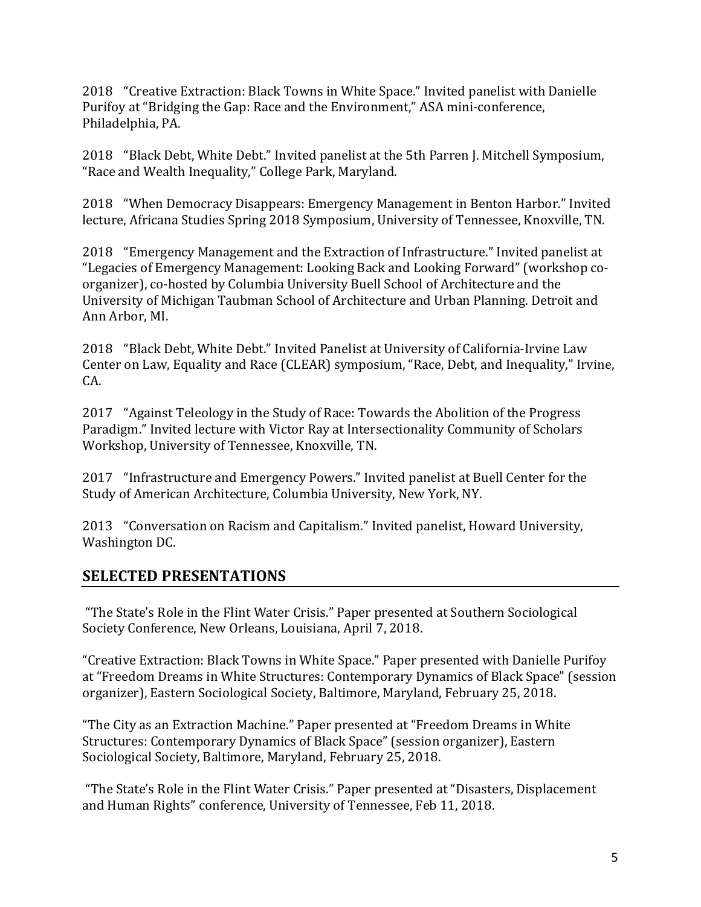2018 "Creative Extraction: Black Towns in White Space." Invited panelist with Danielle Purifoy at "Bridging the Gap: Race and the Environment," ASA mini-conference, Philadelphia, PA.

2018 "Black Debt, White Debt." Invited panelist at the 5th Parren J. Mitchell Symposium, "Race and Wealth Inequality," College Park, Maryland.

2018 "When Democracy Disappears: Emergency Management in Benton Harbor." Invited lecture, Africana Studies Spring 2018 Symposium, University of Tennessee, Knoxville, TN.

2018 "Emergency Management and the Extraction of Infrastructure." Invited panelist at "Legacies of Emergency Management: Looking Back and Looking Forward" (workshop co-organizer), co-hosted by Columbia University Buell School of Architecture and the University of Michigan Taubman School of Architecture and Urban Planning. Detroit and Ann Arbor, MI.

2018 "Black Debt, White Debt." Invited Panelist at University of California-Irvine Law Center on Law, Equality and Race (CLEAR) symposium, "Race, Debt, and Inequality," Irvine, CA.

2017 "Against Teleology in the Study of Race: Towards the Abolition of the Progress Paradigm." Invited lecture with Victor Ray at Intersectionality Community of Scholars Workshop, University of Tennessee, Knoxville, TN.

2017 "Infrastructure and Emergency Powers." Invited panelist at Buell Center for the Study of American Architecture, Columbia University, New York, NY.

2013 "Conversation on Racism and Capitalism." Invited panelist, Howard University, Washington DC.

## SELECTED PRESENTATIONS

"The State's Role in the Flint Water Crisis." Paper presented at Southern Sociological Society Conference, New Orleans, Louisiana, April 7, 2018.

"Creative Extraction: Black Towns in White Space." Paper presented with Danielle Purifoy at "Freedom Dreams in White Structures: Contemporary Dynamics of Black Space" (session organizer), Eastern Sociological Society, Baltimore, Maryland, February 25, 2018.

"The City as an Extraction Machine." Paper presented at "Freedom Dreams in White Structures: Contemporary Dynamics of Black Space" (session organizer), Eastern Sociological Society, Baltimore, Maryland, February 25, 2018.

"The State's Role in the Flint Water Crisis." Paper presented at "Disasters, Displacement and Human Rights" conference, University of Tennessee, Feb 11, 2018.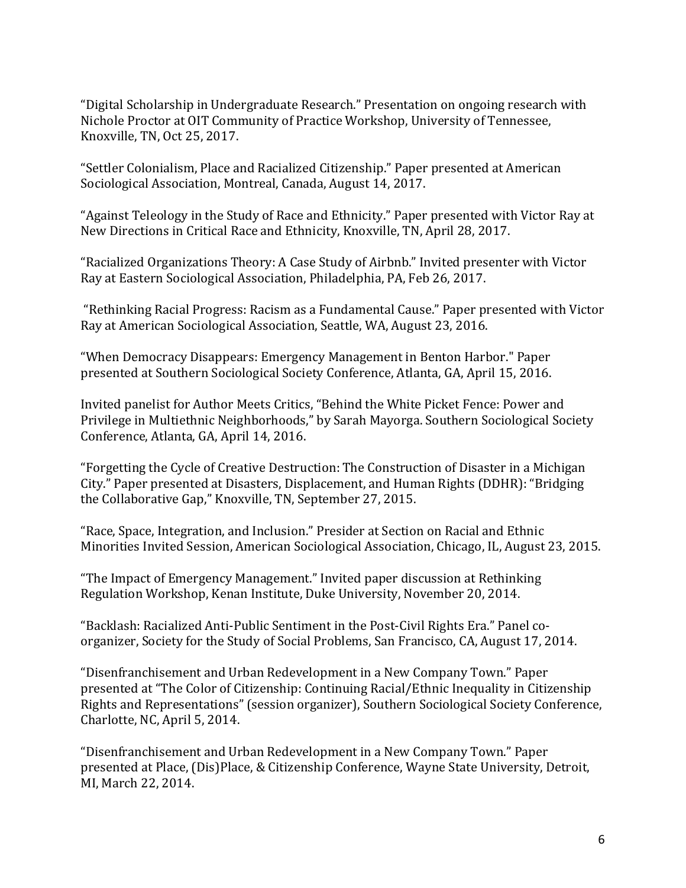"Digital Scholarship in Undergraduate Research." Presentation on ongoing research with Nichole Proctor at OIT Community of Practice Workshop, University of Tennessee, Knoxville, TN, Oct 25, 2017.

"Settler Colonialism, Place and Racialized Citizenship." Paper presented at American Sociological Association, Montreal, Canada, August 14, 2017.

"Against Teleology in the Study of Race and Ethnicity." Paper presented with Victor Ray at New Directions in Critical Race and Ethnicity, Knoxville, TN, April 28, 2017.

"Racialized Organizations Theory: A Case Study of Airbnb." Invited presenter with Victor Ray at Eastern Sociological Association, Philadelphia, PA, Feb 26, 2017.

"Rethinking Racial Progress: Racism as a Fundamental Cause." Paper presented with Victor Ray at American Sociological Association, Seattle, WA, August 23, 2016.

"When Democracy Disappears: Emergency Management in Benton Harbor." Paper presented at Southern Sociological Society Conference, Atlanta, GA, April 15, 2016.

Invited panelist for Author Meets Critics, "Behind the White Picket Fence: Power and Privilege in Multiethnic Neighborhoods," by Sarah Mayorga. Southern Sociological Society Conference, Atlanta, GA, April 14, 2016.

"Forgetting the Cycle of Creative Destruction: The Construction of Disaster in a Michigan City." Paper presented at Disasters, Displacement, and Human Rights (DDHR): "Bridging the Collaborative Gap," Knoxville, TN, September 27, 2015.

"Race, Space, Integration, and Inclusion." Presider at Section on Racial and Ethnic Minorities Invited Session, American Sociological Association, Chicago, IL, August 23, 2015.

"The Impact of Emergency Management." Invited paper discussion at Rethinking Regulation Workshop, Kenan Institute, Duke University, November 20, 2014.

"Backlash: Racialized Anti-Public Sentiment in the Post-Civil Rights Era." Panel co-organizer, Society for the Study of Social Problems, San Francisco, CA, August 17, 2014.

"Disenfranchisement and Urban Redevelopment in a New Company Town." Paper presented at "The Color of Citizenship: Continuing Racial/Ethnic Inequality in Citizenship Rights and Representations" (session organizer), Southern Sociological Society Conference, Charlotte, NC, April 5, 2014.

"Disenfranchisement and Urban Redevelopment in a New Company Town." Paper presented at Place, (Dis)Place, & Citizenship Conference, Wayne State University, Detroit, MI, March 22, 2014.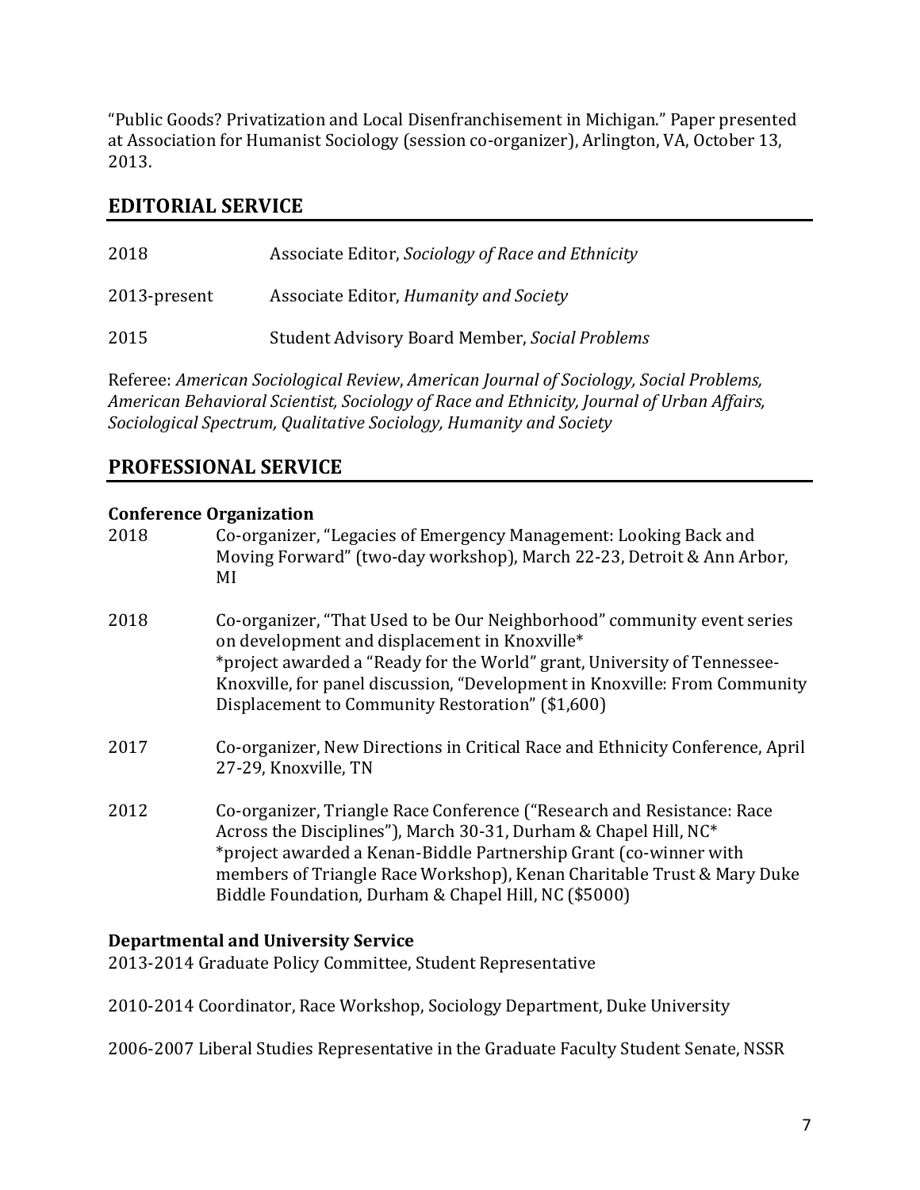"Public Goods? Privatization and Local Disenfranchisement in Michigan." Paper presented at Association for Humanist Sociology (session co-organizer), Arlington, VA, October 13, 2013.

## EDITORIAL SERVICE

2018 Associate Editor, *Sociology of Race and Ethnicity*

2013-present Associate Editor, *Humanity and Society*

2015 Student Advisory Board Member, *Social Problems*

Referee: *American Sociological Review*, *American Journal of Sociology, Social Problems, American Behavioral Scientist, Sociology of Race and Ethnicity, Journal of Urban Affairs, Sociological Spectrum, Qualitative Sociology, Humanity and Society*

## PROFESSIONAL SERVICE

**Conference Organization**

2018 Co-organizer, "Legacies of Emergency Management: Looking Back and Moving Forward" (two-day workshop), March 22-23, Detroit & Ann Arbor, MI

2018 Co-organizer, "That Used to be Our Neighborhood" community event series on development and displacement in Knoxville*
*project awarded a "Ready for the World" grant, University of Tennessee-Knoxville, for panel discussion, "Development in Knoxville: From Community Displacement to Community Restoration" ($1,600)

2017 Co-organizer, New Directions in Critical Race and Ethnicity Conference, April 27-29, Knoxville, TN

2012 Co-organizer, Triangle Race Conference ("Research and Resistance: Race Across the Disciplines"), March 30-31, Durham & Chapel Hill, NC*
*project awarded a Kenan-Biddle Partnership Grant (co-winner with members of Triangle Race Workshop), Kenan Charitable Trust & Mary Duke Biddle Foundation, Durham & Chapel Hill, NC ($5000)

**Departmental and University Service**

2013-2014 Graduate Policy Committee, Student Representative

2010-2014 Coordinator, Race Workshop, Sociology Department, Duke University

2006-2007 Liberal Studies Representative in the Graduate Faculty Student Senate, NSSR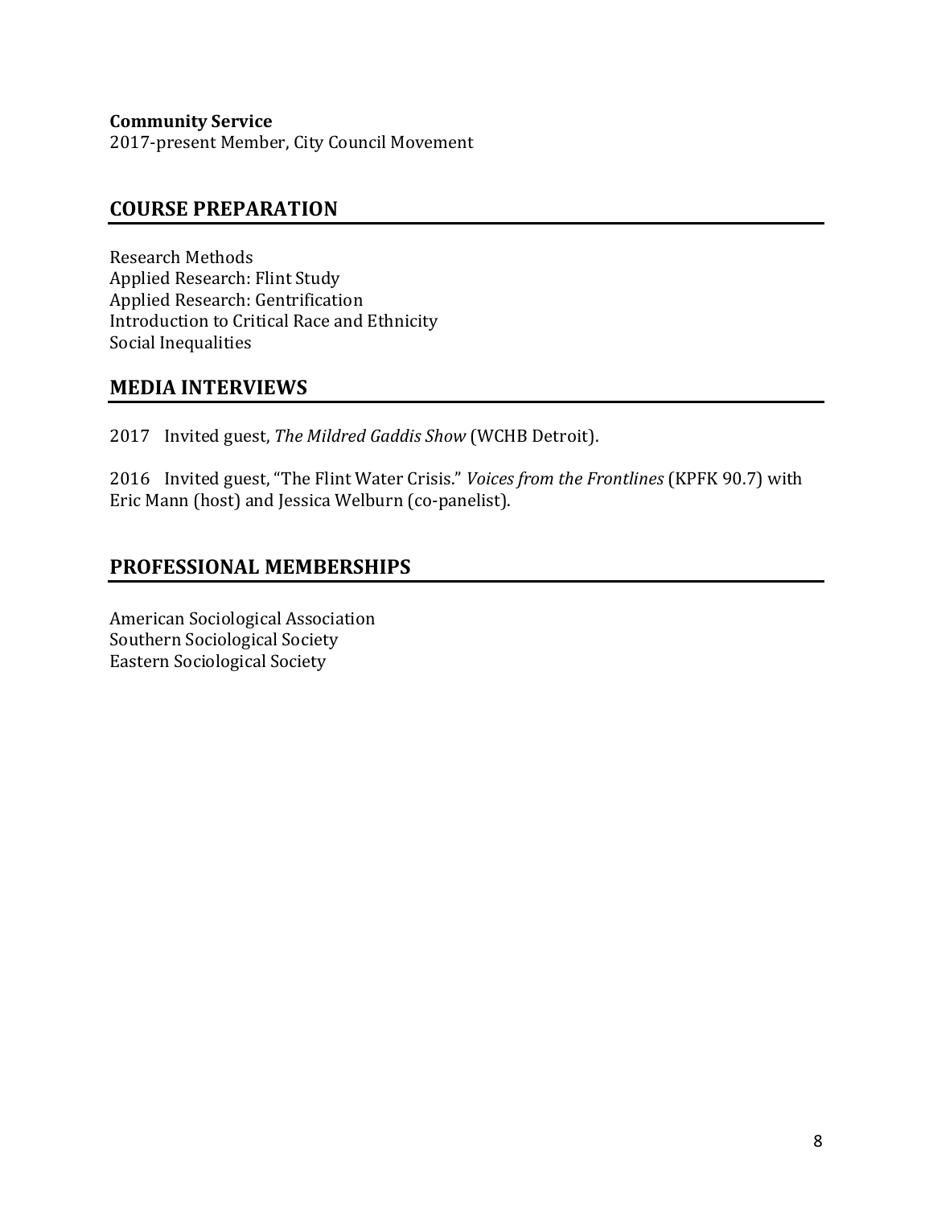**Community Service**
2017-present Member, City Council Movement

## COURSE PREPARATION

Research Methods
Applied Research: Flint Study
Applied Research: Gentrification
Introduction to Critical Race and Ethnicity
Social Inequalities

## MEDIA INTERVIEWS

2017 Invited guest, *The Mildred Gaddis Show* (WCHB Detroit).

2016 Invited guest, "The Flint Water Crisis." *Voices from the Frontlines* (KPFK 90.7) with Eric Mann (host) and Jessica Welburn (co-panelist).

## PROFESSIONAL MEMBERSHIPS

American Sociological Association
Southern Sociological Society
Eastern Sociological Society